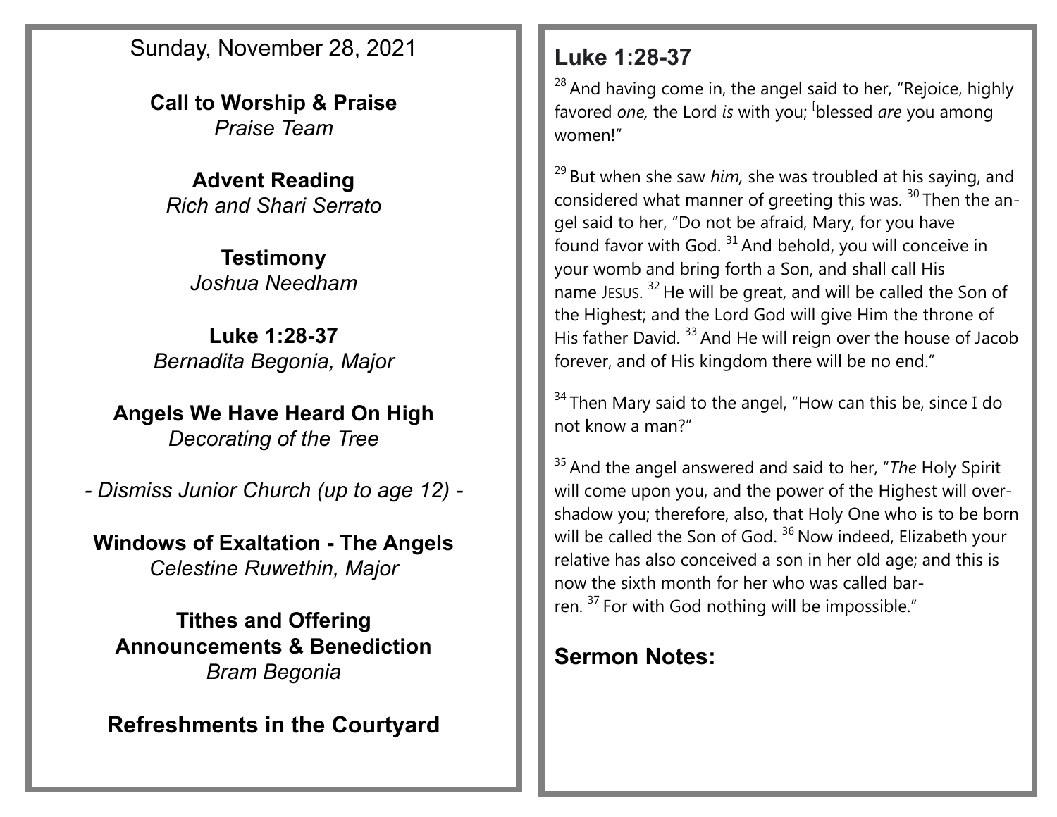Sunday, November 28, 2021

**Call to Worship & Praise**
*Praise Team*

**Advent Reading**
*Rich and Shari Serrato*

**Testimony**
*Joshua Needham*

**Luke 1:28-37**
*Bernadita Begonia, Major*

**Angels We Have Heard On High**
*Decorating of the Tree*

*- Dismiss Junior Church (up to age 12) -*

**Windows of Exaltation - The Angels**
*Celestine Ruwethin, Major*

**Tithes and Offering**
**Announcements & Benediction**
*Bram Begonia*

**Refreshments in the Courtyard**

## Luke 1:28-37

[28] And having come in, the angel said to her, "Rejoice, highly favored *one,* the Lord *is* with you; [blessed *are* you among women!"

[29] But when she saw *him,* she was troubled at his saying, and considered what manner of greeting this was. [30] Then the angel said to her, "Do not be afraid, Mary, for you have found favor with God. [31] And behold, you will conceive in your womb and bring forth a Son, and shall call His name JESUS. [32] He will be great, and will be called the Son of the Highest; and the Lord God will give Him the throne of His father David. [33] And He will reign over the house of Jacob forever, and of His kingdom there will be no end."

[34] Then Mary said to the angel, "How can this be, since I do not know a man?"

[35] And the angel answered and said to her, "*The* Holy Spirit will come upon you, and the power of the Highest will overshadow you; therefore, also, that Holy One who is to be born will be called the Son of God. [36] Now indeed, Elizabeth your relative has also conceived a son in her old age; and this is now the sixth month for her who was called barren. [37] For with God nothing will be impossible."

## Sermon Notes: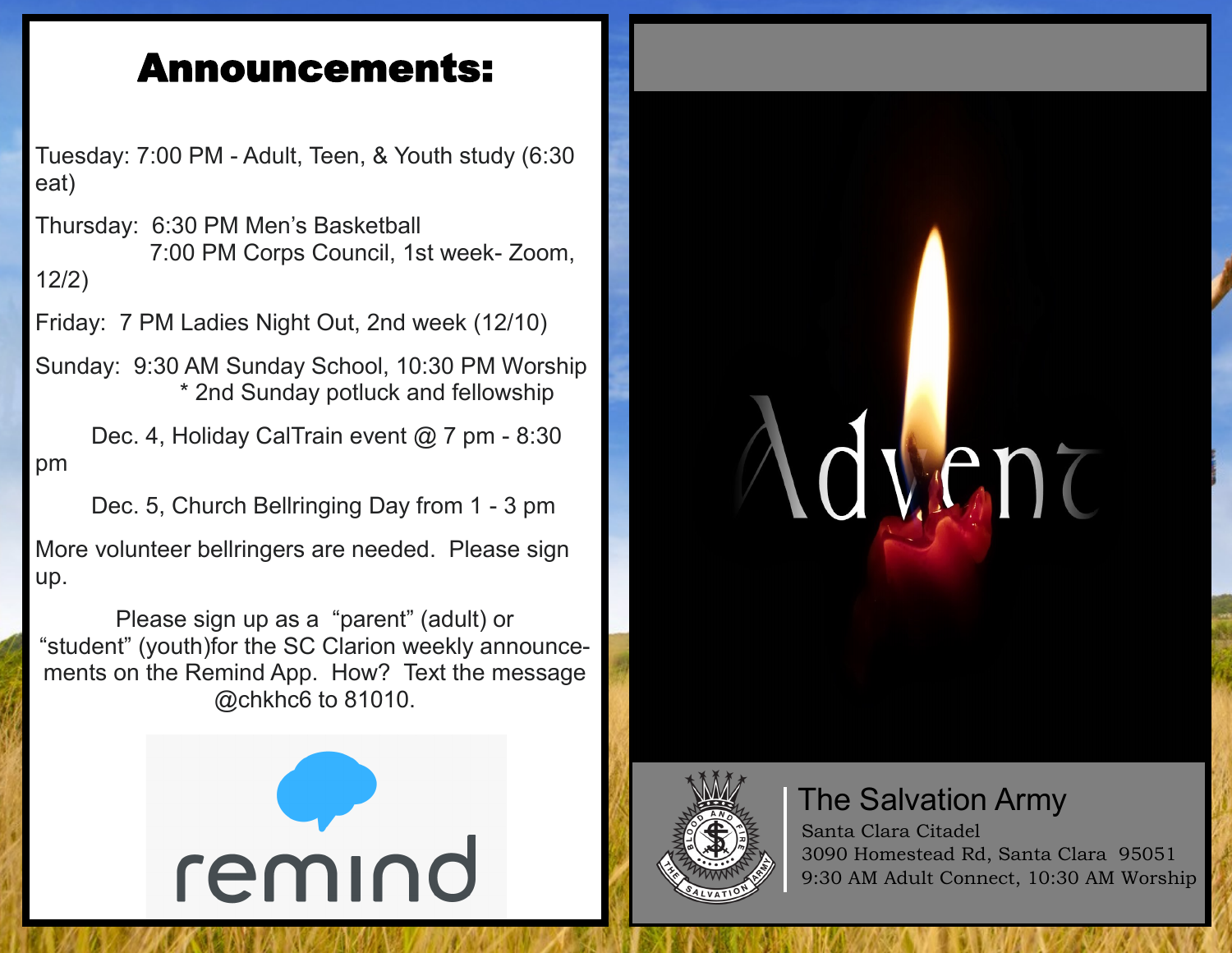# Announcements:

Tuesday: 7:00 PM - Adult, Teen, & Youth study (6:30 eat)

Thursday: 6:30 PM Men's Basketball
7:00 PM Corps Council, 1st week- Zoom, 12/2)

Friday: 7 PM Ladies Night Out, 2nd week (12/10)

Sunday: 9:30 AM Sunday School, 10:30 PM Worship
* 2nd Sunday potluck and fellowship

Dec. 4, Holiday CalTrain event @ 7 pm - 8:30 pm

Dec. 5, Church Bellringing Day from 1 - 3 pm

More volunteer bellringers are needed. Please sign up.

Please sign up as a "parent" (adult) or "student" (youth)for the SC Clarion weekly announcements on the Remind App. How? Text the message @chkhc6 to 81010.

remind

Advent

The Salvation Army

Santa Clara Citadel
3090 Homestead Rd, Santa Clara 95051
9:30 AM Adult Connect, 10:30 AM Worship